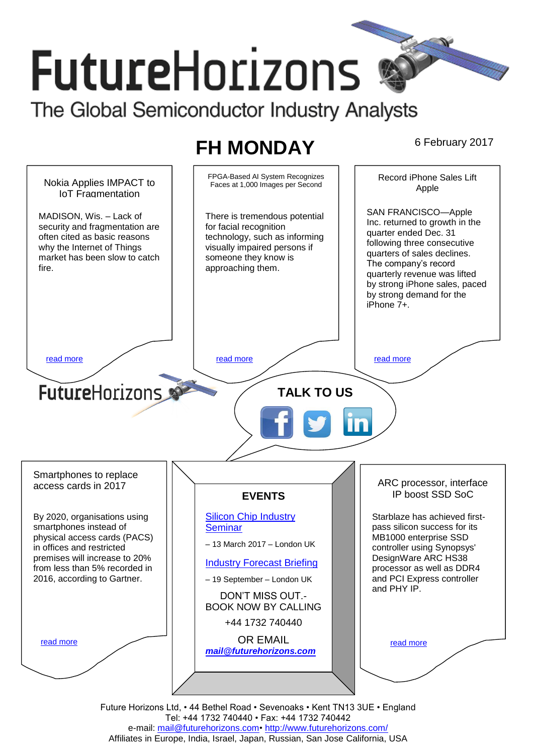# FutureHorizons

The Global Semiconductor Industry Analysts

## FH MONDAY

6 February 2017

### Nokia Applies IMPACT to IoT Fragmentation

MADISON, Wis. – Lack of security and fragmentation are often cited as basic reasons why the Internet of Things market has been slow to catch fire.

read more

### FPGA-Based AI System Recognizes Faces at 1,000 Images per Second

There is tremendous potential for facial recognition technology, such as informing visually impaired persons if someone they know is approaching them.

read more

### Record iPhone Sales Lift Apple

SAN FRANCISCO—Apple Inc. returned to growth in the quarter ended Dec. 31 following three consecutive quarters of sales declines. The company's record quarterly revenue was lifted by strong iPhone sales, paced by strong demand for the iPhone 7+.

read more

FutureHorizons

**TALK TO US**

### Smartphones to replace access cards in 2017

By 2020, organisations using smartphones instead of physical access cards (PACS) in offices and restricted premises will increase to 20% from less than 5% recorded in 2016, according to Gartner.

read more

### EVENTS

Silicon Chip Industry Seminar

– 13 March 2017 – London UK

Industry Forecast Briefing

– 19 September – London UK

DON'T MISS OUT.- BOOK NOW BY CALLING

+44 1732 740440

OR EMAIL

***mail@futurehorizons.com***

### ARC processor, interface IP boost SSD SoC

Starblaze has achieved first-pass silicon success for its MB1000 enterprise SSD controller using Synopsys' DesignWare ARC HS38 processor as well as DDR4 and PCI Express controller and PHY IP.

read more

Future Horizons Ltd, • 44 Bethel Road • Sevenoaks • Kent TN13 3UE • England
Tel: +44 1732 740440 • Fax: +44 1732 740442
e-mail: mail@futurehorizons.com• http://www.futurehorizons.com/
Affiliates in Europe, India, Israel, Japan, Russian, San Jose California, USA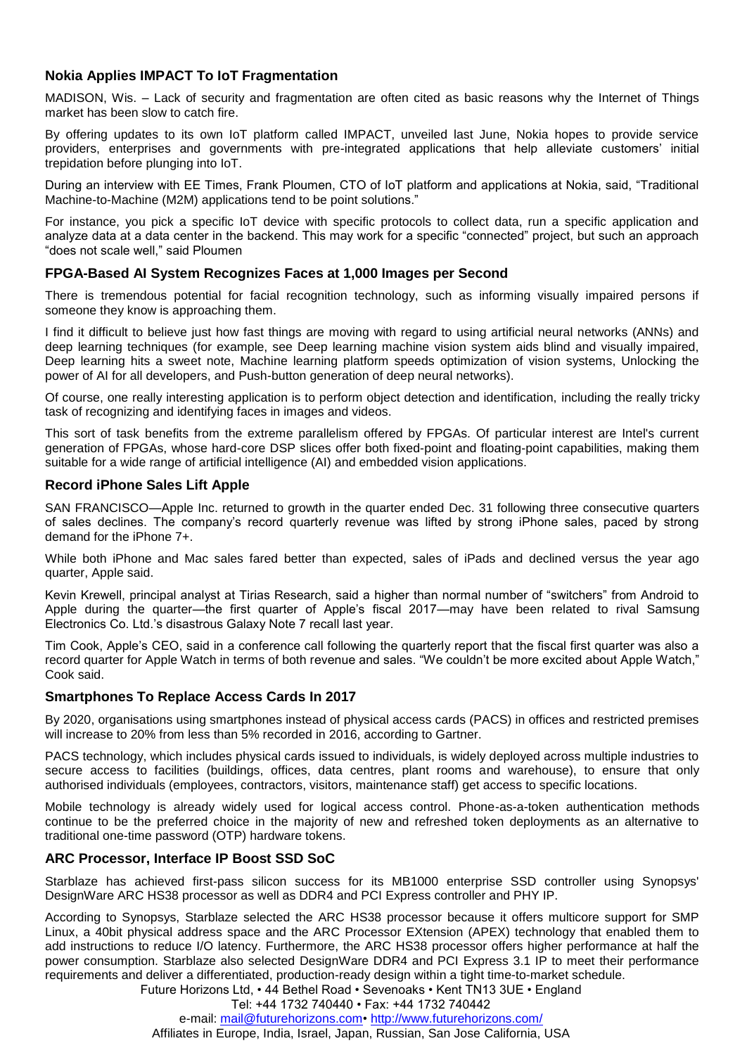### Nokia Applies IMPACT To IoT Fragmentation

MADISON, Wis. – Lack of security and fragmentation are often cited as basic reasons why the Internet of Things market has been slow to catch fire.

By offering updates to its own IoT platform called IMPACT, unveiled last June, Nokia hopes to provide service providers, enterprises and governments with pre-integrated applications that help alleviate customers' initial trepidation before plunging into IoT.

During an interview with EE Times, Frank Ploumen, CTO of IoT platform and applications at Nokia, said, "Traditional Machine-to-Machine (M2M) applications tend to be point solutions."

For instance, you pick a specific IoT device with specific protocols to collect data, run a specific application and analyze data at a data center in the backend. This may work for a specific "connected" project, but such an approach "does not scale well," said Ploumen

### FPGA-Based AI System Recognizes Faces at 1,000 Images per Second

There is tremendous potential for facial recognition technology, such as informing visually impaired persons if someone they know is approaching them.

I find it difficult to believe just how fast things are moving with regard to using artificial neural networks (ANNs) and deep learning techniques (for example, see Deep learning machine vision system aids blind and visually impaired, Deep learning hits a sweet note, Machine learning platform speeds optimization of vision systems, Unlocking the power of AI for all developers, and Push-button generation of deep neural networks).

Of course, one really interesting application is to perform object detection and identification, including the really tricky task of recognizing and identifying faces in images and videos.

This sort of task benefits from the extreme parallelism offered by FPGAs. Of particular interest are Intel's current generation of FPGAs, whose hard-core DSP slices offer both fixed-point and floating-point capabilities, making them suitable for a wide range of artificial intelligence (AI) and embedded vision applications.

### Record iPhone Sales Lift Apple

SAN FRANCISCO—Apple Inc. returned to growth in the quarter ended Dec. 31 following three consecutive quarters of sales declines. The company's record quarterly revenue was lifted by strong iPhone sales, paced by strong demand for the iPhone 7+.

While both iPhone and Mac sales fared better than expected, sales of iPads and declined versus the year ago quarter, Apple said.

Kevin Krewell, principal analyst at Tirias Research, said a higher than normal number of "switchers" from Android to Apple during the quarter—the first quarter of Apple's fiscal 2017—may have been related to rival Samsung Electronics Co. Ltd.'s disastrous Galaxy Note 7 recall last year.

Tim Cook, Apple's CEO, said in a conference call following the quarterly report that the fiscal first quarter was also a record quarter for Apple Watch in terms of both revenue and sales. "We couldn't be more excited about Apple Watch," Cook said.

### Smartphones To Replace Access Cards In 2017

By 2020, organisations using smartphones instead of physical access cards (PACS) in offices and restricted premises will increase to 20% from less than 5% recorded in 2016, according to Gartner.

PACS technology, which includes physical cards issued to individuals, is widely deployed across multiple industries to secure access to facilities (buildings, offices, data centres, plant rooms and warehouse), to ensure that only authorised individuals (employees, contractors, visitors, maintenance staff) get access to specific locations.

Mobile technology is already widely used for logical access control. Phone-as-a-token authentication methods continue to be the preferred choice in the majority of new and refreshed token deployments as an alternative to traditional one-time password (OTP) hardware tokens.

### ARC Processor, Interface IP Boost SSD SoC

Starblaze has achieved first-pass silicon success for its MB1000 enterprise SSD controller using Synopsys' DesignWare ARC HS38 processor as well as DDR4 and PCI Express controller and PHY IP.

According to Synopsys, Starblaze selected the ARC HS38 processor because it offers multicore support for SMP Linux, a 40bit physical address space and the ARC Processor EXtension (APEX) technology that enabled them to add instructions to reduce I/O latency. Furthermore, the ARC HS38 processor offers higher performance at half the power consumption. Starblaze also selected DesignWare DDR4 and PCI Express 3.1 IP to meet their performance requirements and deliver a differentiated, production-ready design within a tight time-to-market schedule.

Future Horizons Ltd, • 44 Bethel Road • Sevenoaks • Kent TN13 3UE • England
Tel: +44 1732 740440 • Fax: +44 1732 740442
e-mail: mail@futurehorizons.com• http://www.futurehorizons.com/
Affiliates in Europe, India, Israel, Japan, Russian, San Jose California, USA